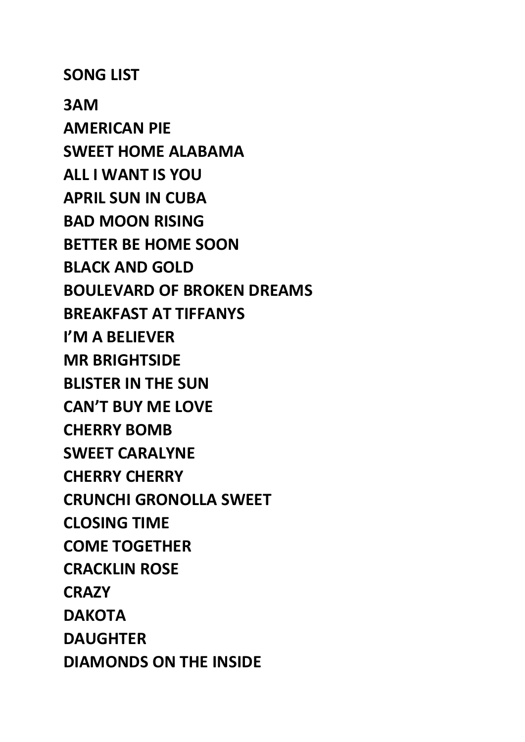**SONG LIST**

**3AM**
**AMERICAN PIE**
**SWEET HOME ALABAMA**
**ALL I WANT IS YOU**
**APRIL SUN IN CUBA**
**BAD MOON RISING**
**BETTER BE HOME SOON**
**BLACK AND GOLD**
**BOULEVARD OF BROKEN DREAMS**
**BREAKFAST AT TIFFANYS**
**I'M A BELIEVER**
**MR BRIGHTSIDE**
**BLISTER IN THE SUN**
**CAN'T BUY ME LOVE**
**CHERRY BOMB**
**SWEET CARALYNE**
**CHERRY CHERRY**
**CRUNCHI GRONOLLA SWEET**
**CLOSING TIME**
**COME TOGETHER**
**CRACKLIN ROSE**
**CRAZY**
**DAKOTA**
**DAUGHTER**
**DIAMONDS ON THE INSIDE**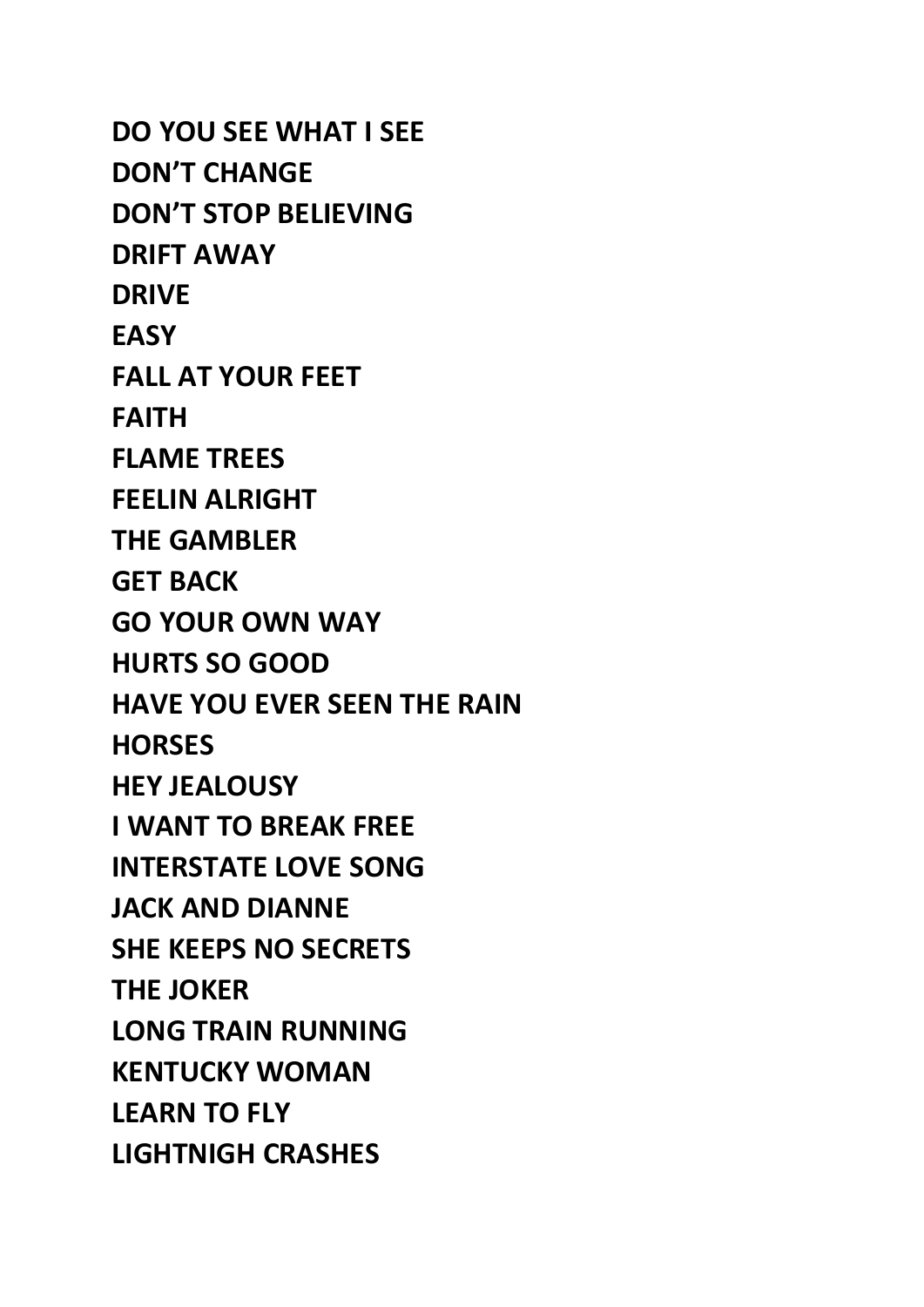**DO YOU SEE WHAT I SEE**

**DON'T CHANGE**

**DON'T STOP BELIEVING**

**DRIFT AWAY**

**DRIVE**

**EASY**

**FALL AT YOUR FEET**

**FAITH**

**FLAME TREES**

**FEELIN ALRIGHT**

**THE GAMBLER**

**GET BACK**

**GO YOUR OWN WAY**

**HURTS SO GOOD**

**HAVE YOU EVER SEEN THE RAIN**

**HORSES**

**HEY JEALOUSY**

**I WANT TO BREAK FREE**

**INTERSTATE LOVE SONG**

**JACK AND DIANNE**

**SHE KEEPS NO SECRETS**

**THE JOKER**

**LONG TRAIN RUNNING**

**KENTUCKY WOMAN**

**LEARN TO FLY**

**LIGHTNIGH CRASHES**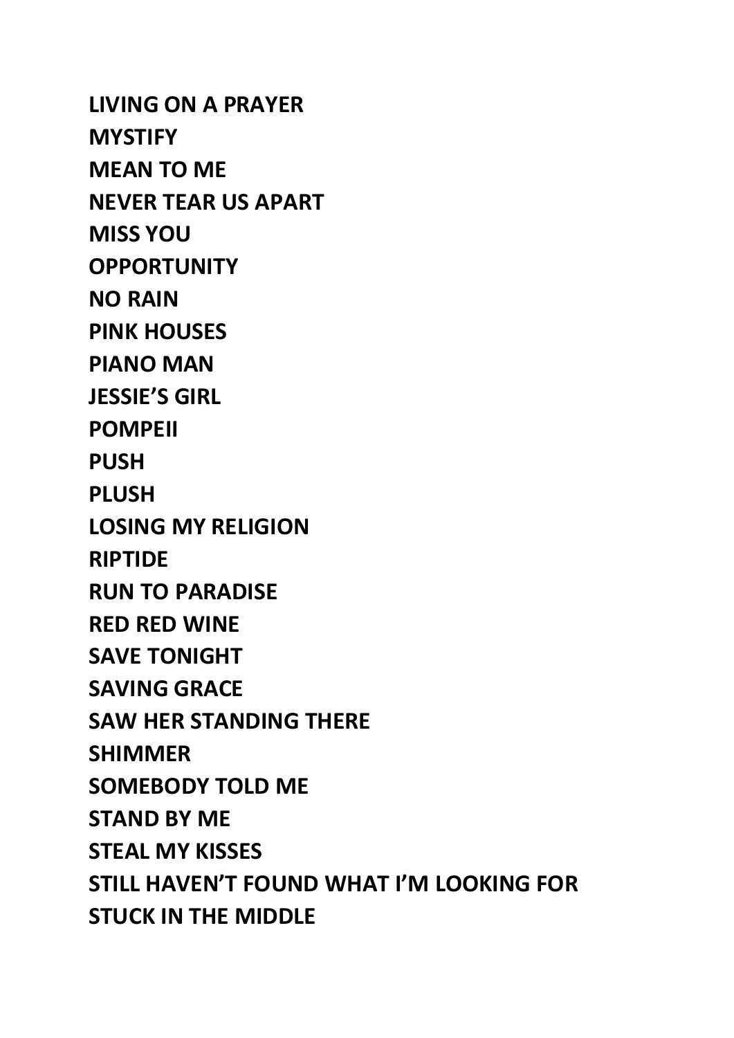**LIVING ON A PRAYER**

**MYSTIFY**

**MEAN TO ME**

**NEVER TEAR US APART**

**MISS YOU**

**OPPORTUNITY**

**NO RAIN**

**PINK HOUSES**

**PIANO MAN**

**JESSIE'S GIRL**

**POMPEII**

**PUSH**

**PLUSH**

**LOSING MY RELIGION**

**RIPTIDE**

**RUN TO PARADISE**

**RED RED WINE**

**SAVE TONIGHT**

**SAVING GRACE**

**SAW HER STANDING THERE**

**SHIMMER**

**SOMEBODY TOLD ME**

**STAND BY ME**

**STEAL MY KISSES**

**STILL HAVEN'T FOUND WHAT I'M LOOKING FOR**

**STUCK IN THE MIDDLE**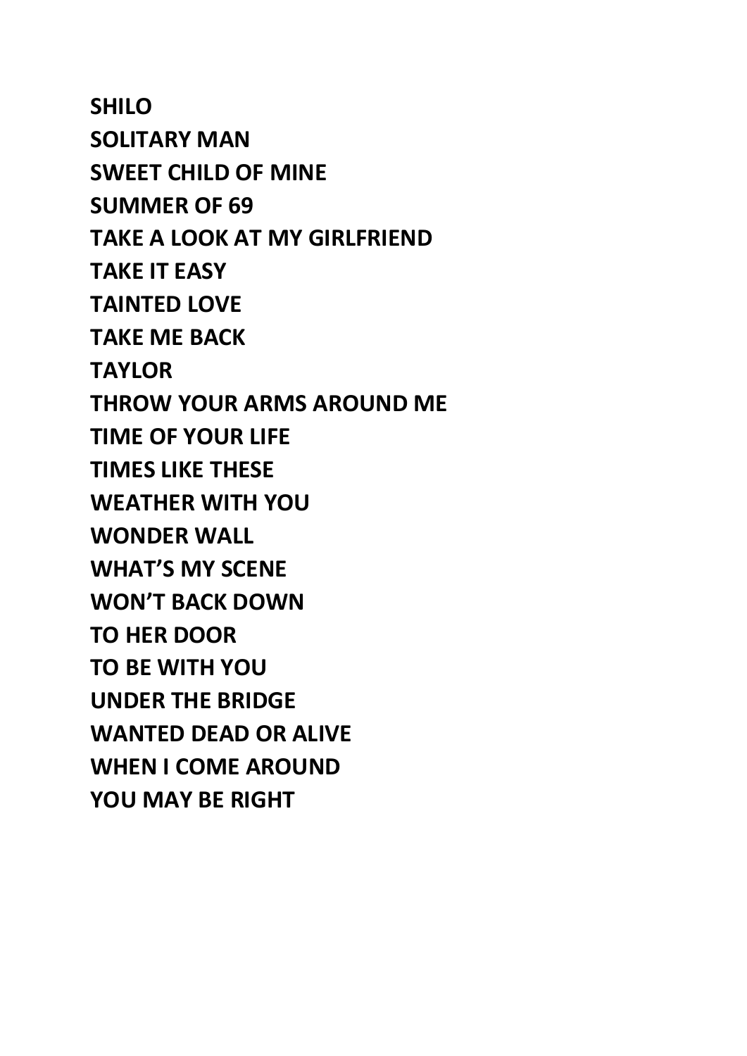**SHILO**
**SOLITARY MAN**
**SWEET CHILD OF MINE**
**SUMMER OF 69**
**TAKE A LOOK AT MY GIRLFRIEND**
**TAKE IT EASY**
**TAINTED LOVE**
**TAKE ME BACK**
**TAYLOR**
**THROW YOUR ARMS AROUND ME**
**TIME OF YOUR LIFE**
**TIMES LIKE THESE**
**WEATHER WITH YOU**
**WONDER WALL**
**WHAT'S MY SCENE**
**WON'T BACK DOWN**
**TO HER DOOR**
**TO BE WITH YOU**
**UNDER THE BRIDGE**
**WANTED DEAD OR ALIVE**
**WHEN I COME AROUND**
**YOU MAY BE RIGHT**